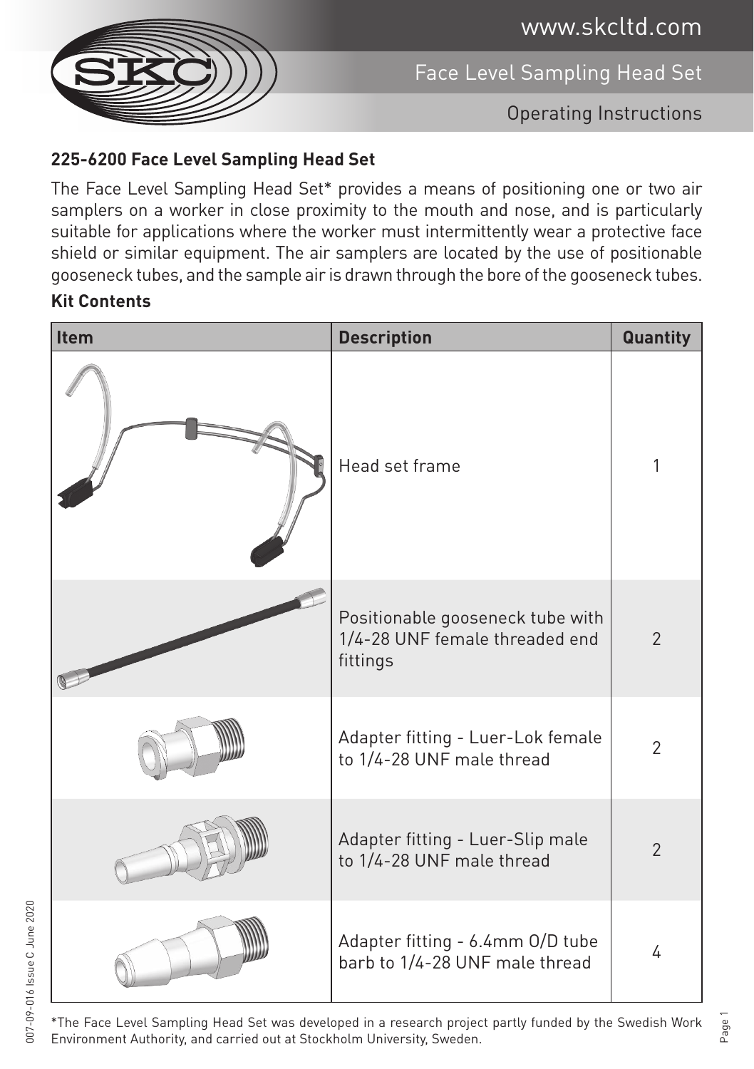## 225-6200 Face Level Sampling Head Set

The Face Level Sampling Head Set* provides a means of positioning one or two air samplers on a worker in close proximity to the mouth and nose, and is particularly suitable for applications where the worker must intermittently wear a protective face shield or similar equipment. The air samplers are located by the use of positionable gooseneck tubes, and the sample air is drawn through the bore of the gooseneck tubes.

### Kit Contents

| Item | Description | Quantity |
| --- | --- | --- |
| | Head set frame | 1 |
| | Positionable gooseneck tube with 1/4-28 UNF female threaded end fittings | 2 |
| | Adapter fitting - Luer-Lok female to 1/4-28 UNF male thread | 2 |
| | Adapter fitting - Luer-Slip male to 1/4-28 UNF male thread | 2 |
| | Adapter fitting - 6.4mm O/D tube barb to 1/4-28 UNF male thread | 4 |

*The Face Level Sampling Head Set was developed in a research project partly funded by the Swedish Work Environment Authority, and carried out at Stockholm University, Sweden.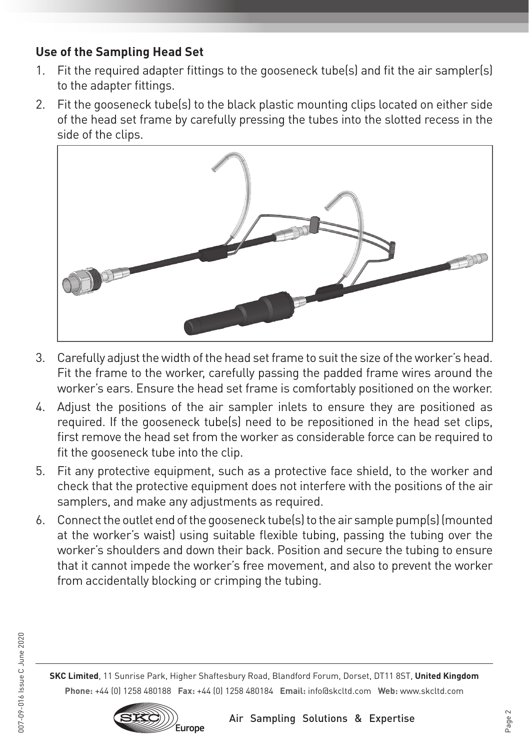## Use of the Sampling Head Set

1. Fit the required adapter fittings to the gooseneck tube(s) and fit the air sampler(s) to the adapter fittings.
2. Fit the gooseneck tube(s) to the black plastic mounting clips located on either side of the head set frame by carefully pressing the tubes into the slotted recess in the side of the clips.
3. Carefully adjust the width of the head set frame to suit the size of the worker's head. Fit the frame to the worker, carefully passing the padded frame wires around the worker's ears. Ensure the head set frame is comfortably positioned on the worker.
4. Adjust the positions of the air sampler inlets to ensure they are positioned as required. If the gooseneck tube(s) need to be repositioned in the head set clips, first remove the head set from the worker as considerable force can be required to fit the gooseneck tube into the clip.
5. Fit any protective equipment, such as a protective face shield, to the worker and check that the protective equipment does not interfere with the positions of the air samplers, and make any adjustments as required.
6. Connect the outlet end of the gooseneck tube(s) to the air sample pump(s) (mounted at the worker's waist) using suitable flexible tubing, passing the tubing over the worker's shoulders and down their back. Position and secure the tubing to ensure that it cannot impede the worker's free movement, and also to prevent the worker from accidentally blocking or crimping the tubing.

007-09-016 Issue C June 2020

**SKC Limited**, 11 Sunrise Park, Higher Shaftesbury Road, Blandford Forum, Dorset, DT11 8ST, **United Kingdom**
**Phone:** +44 (0) 1258 480188 **Fax:** +44 (0) 1258 480184 **Email:** info@skcltd.com **Web:** www.skcltd.com

Air Sampling Solutions & Expertise